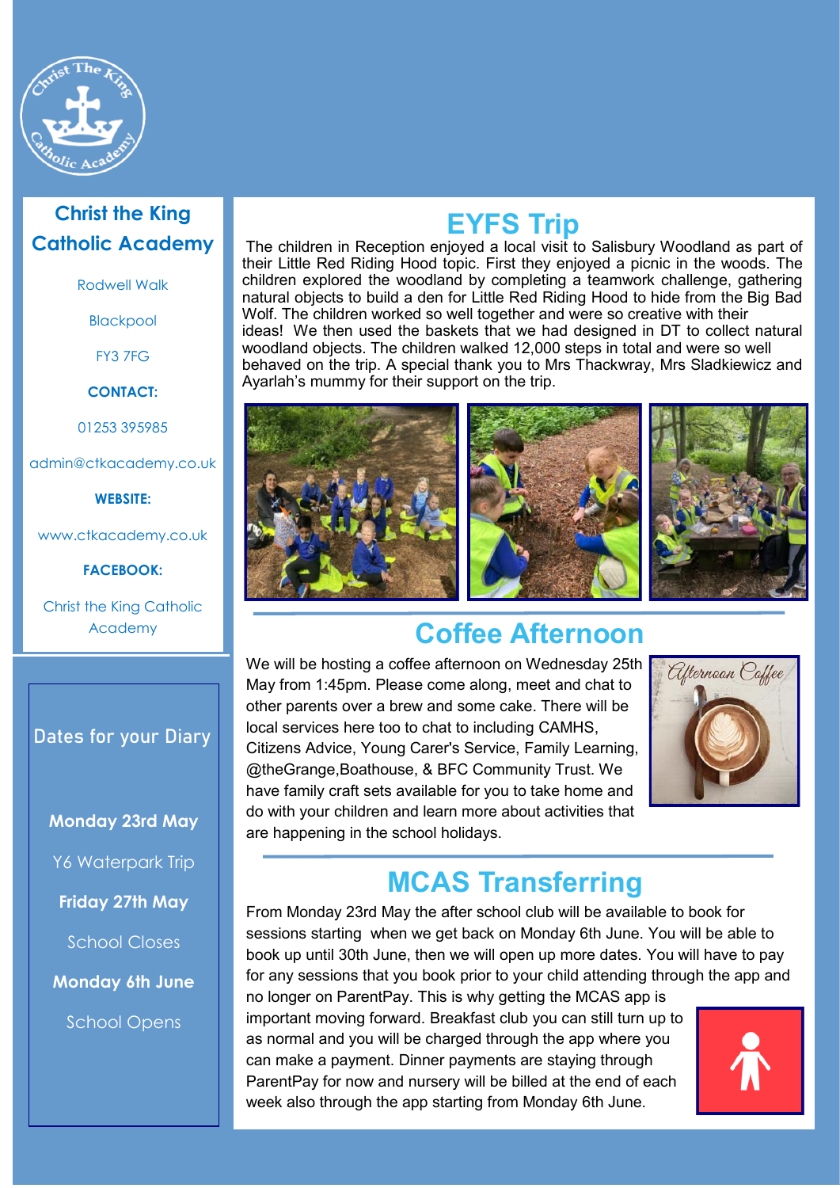## Christ the King Catholic Academy

Rodwell Walk

Blackpool

FY3 7FG

**CONTACT:**

01253 395985

admin@ctkacademy.co.uk

**WEBSITE:**

www.ctkacademy.co.uk

**FACEBOOK:**

Christ the King Catholic Academy

## Dates for your Diary

**Monday 23rd May**

Y6 Waterpark Trip

**Friday 27th May**

School Closes

**Monday 6th June**

School Opens

# EYFS Trip

The children in Reception enjoyed a local visit to Salisbury Woodland as part of their Little Red Riding Hood topic. First they enjoyed a picnic in the woods. The children explored the woodland by completing a teamwork challenge, gathering natural objects to build a den for Little Red Riding Hood to hide from the Big Bad Wolf. The children worked so well together and were so creative with their ideas! We then used the baskets that we had designed in DT to collect natural woodland objects. The children walked 12,000 steps in total and were so well behaved on the trip. A special thank you to Mrs Thackwray, Mrs Sladkiewicz and Ayarlah's mummy for their support on the trip.

# Coffee Afternoon

We will be hosting a coffee afternoon on Wednesday 25th May from 1:45pm. Please come along, meet and chat to other parents over a brew and some cake. There will be local services here too to chat to including CAMHS, Citizens Advice, Young Carer's Service, Family Learning, @theGrange,Boathouse, & BFC Community Trust. We have family craft sets available for you to take home and do with your children and learn more about activities that are happening in the school holidays.

# MCAS Transferring

From Monday 23rd May the after school club will be available to book for sessions starting when we get back on Monday 6th June. You will be able to book up until 30th June, then we will open up more dates. You will have to pay for any sessions that you book prior to your child attending through the app and no longer on ParentPay. This is why getting the MCAS app is important moving forward. Breakfast club you can still turn up to as normal and you will be charged through the app where you can make a payment. Dinner payments are staying through ParentPay for now and nursery will be billed at the end of each week also through the app starting from Monday 6th June.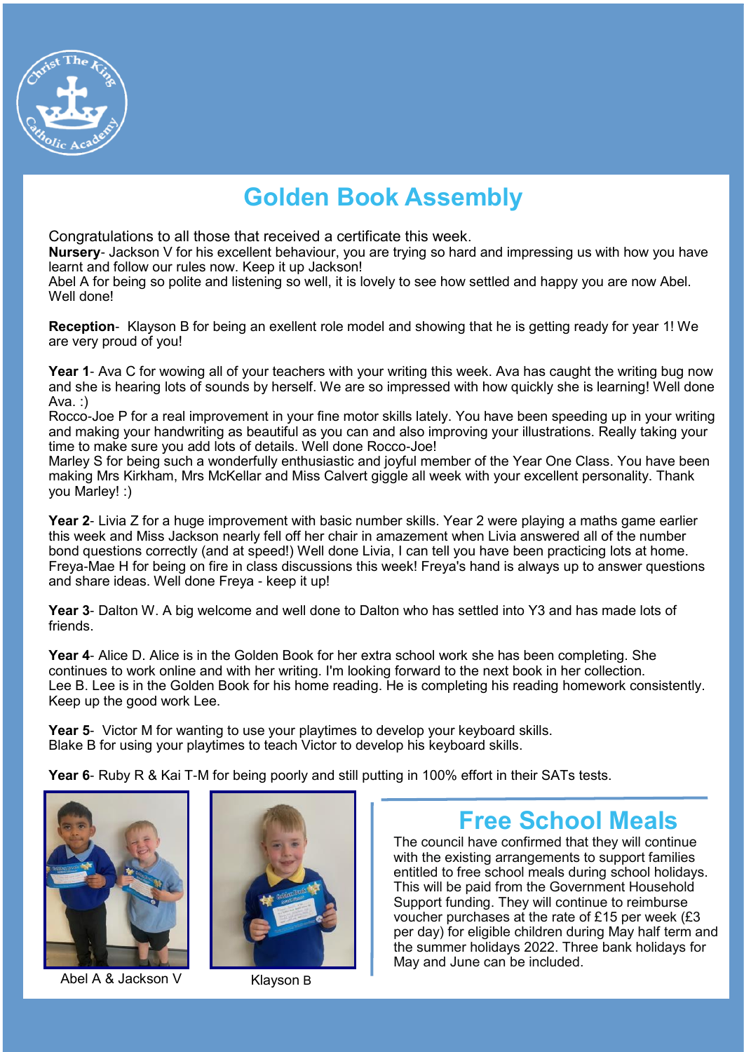# Golden Book Assembly

Congratulations to all those that received a certificate this week.

**Nursery**- Jackson V for his excellent behaviour, you are trying so hard and impressing us with how you have learnt and follow our rules now. Keep it up Jackson!
Abel A for being so polite and listening so well, it is lovely to see how settled and happy you are now Abel. Well done!

**Reception**- Klayson B for being an exellent role model and showing that he is getting ready for year 1! We are very proud of you!

**Year 1**- Ava C for wowing all of your teachers with your writing this week. Ava has caught the writing bug now and she is hearing lots of sounds by herself. We are so impressed with how quickly she is learning! Well done Ava. :)
Rocco-Joe P for a real improvement in your fine motor skills lately. You have been speeding up in your writing and making your handwriting as beautiful as you can and also improving your illustrations. Really taking your time to make sure you add lots of details. Well done Rocco-Joe!
Marley S for being such a wonderfully enthusiastic and joyful member of the Year One Class. You have been making Mrs Kirkham, Mrs McKellar and Miss Calvert giggle all week with your excellent personality. Thank you Marley! :)

**Year 2**- Livia Z for a huge improvement with basic number skills. Year 2 were playing a maths game earlier this week and Miss Jackson nearly fell off her chair in amazement when Livia answered all of the number bond questions correctly (and at speed!) Well done Livia, I can tell you have been practicing lots at home.
Freya-Mae H for being on fire in class discussions this week! Freya's hand is always up to answer questions and share ideas. Well done Freya - keep it up!

**Year 3**- Dalton W. A big welcome and well done to Dalton who has settled into Y3 and has made lots of friends.

**Year 4**- Alice D. Alice is in the Golden Book for her extra school work she has been completing. She continues to work online and with her writing. I'm looking forward to the next book in her collection.
Lee B. Lee is in the Golden Book for his home reading. He is completing his reading homework consistently. Keep up the good work Lee.

**Year 5**- Victor M for wanting to use your playtimes to develop your keyboard skills.
Blake B for using your playtimes to teach Victor to develop his keyboard skills.

**Year 6**- Ruby R & Kai T-M for being poorly and still putting in 100% effort in their SATs tests.

Abel A & Jackson V

Klayson B

## Free School Meals

The council have confirmed that they will continue with the existing arrangements to support families entitled to free school meals during school holidays. This will be paid from the Government Household Support funding. They will continue to reimburse voucher purchases at the rate of £15 per week (£3 per day) for eligible children during May half term and the summer holidays 2022. Three bank holidays for May and June can be included.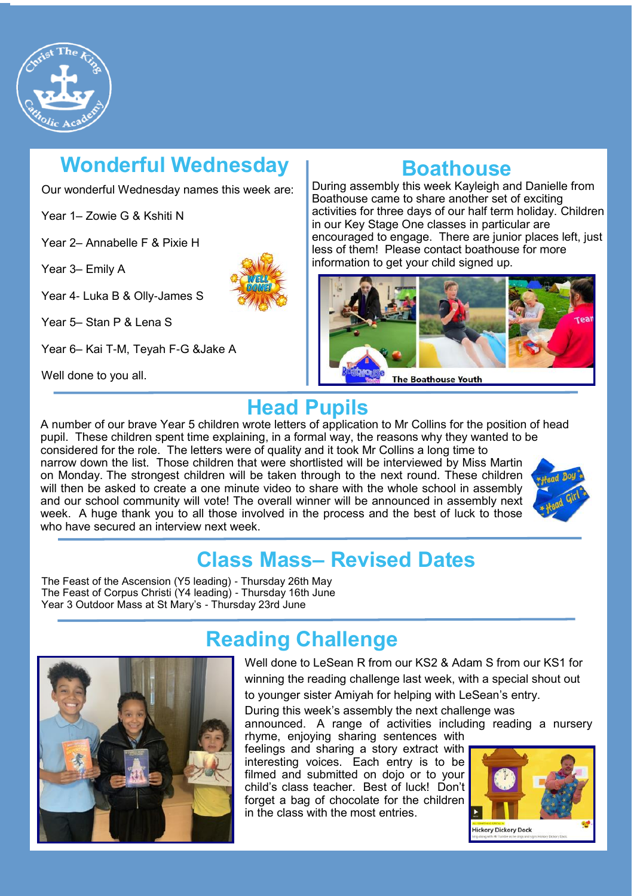## Wonderful Wednesday

Our wonderful Wednesday names this week are:

Year 1– Zowie G & Kshiti N

Year 2– Annabelle F & Pixie H

Year 3– Emily A

Year 4- Luka B & Olly-James S

Year 5– Stan P & Lena S

Year 6– Kai T-M, Teyah F-G &Jake A

Well done to you all.

## Boathouse

During assembly this week Kayleigh and Danielle from Boathouse came to share another set of exciting activities for three days of our half term holiday. Children in our Key Stage One classes in particular are encouraged to engage. There are junior places left, just less of them! Please contact boathouse for more information to get your child signed up.

## Head Pupils

A number of our brave Year 5 children wrote letters of application to Mr Collins for the position of head pupil. These children spent time explaining, in a formal way, the reasons why they wanted to be considered for the role. The letters were of quality and it took Mr Collins a long time to narrow down the list. Those children that were shortlisted will be interviewed by Miss Martin on Monday. The strongest children will be taken through to the next round. These children will then be asked to create a one minute video to share with the whole school in assembly and our school community will vote! The overall winner will be announced in assembly next week. A huge thank you to all those involved in the process and the best of luck to those who have secured an interview next week.

## Class Mass– Revised Dates

The Feast of the Ascension (Y5 leading) - Thursday 26th May
The Feast of Corpus Christi (Y4 leading) - Thursday 16th June
Year 3 Outdoor Mass at St Mary's - Thursday 23rd June

## Reading Challenge

Well done to LeSean R from our KS2 & Adam S from our KS1 for winning the reading challenge last week, with a special shout out to younger sister Amiyah for helping with LeSean's entry.

During this week's assembly the next challenge was announced. A range of activities including reading a nursery rhyme, enjoying sharing sentences with feelings and sharing a story extract with interesting voices. Each entry is to be filmed and submitted on dojo or to your child's class teacher. Best of luck! Don't forget a bag of chocolate for the children in the class with the most entries.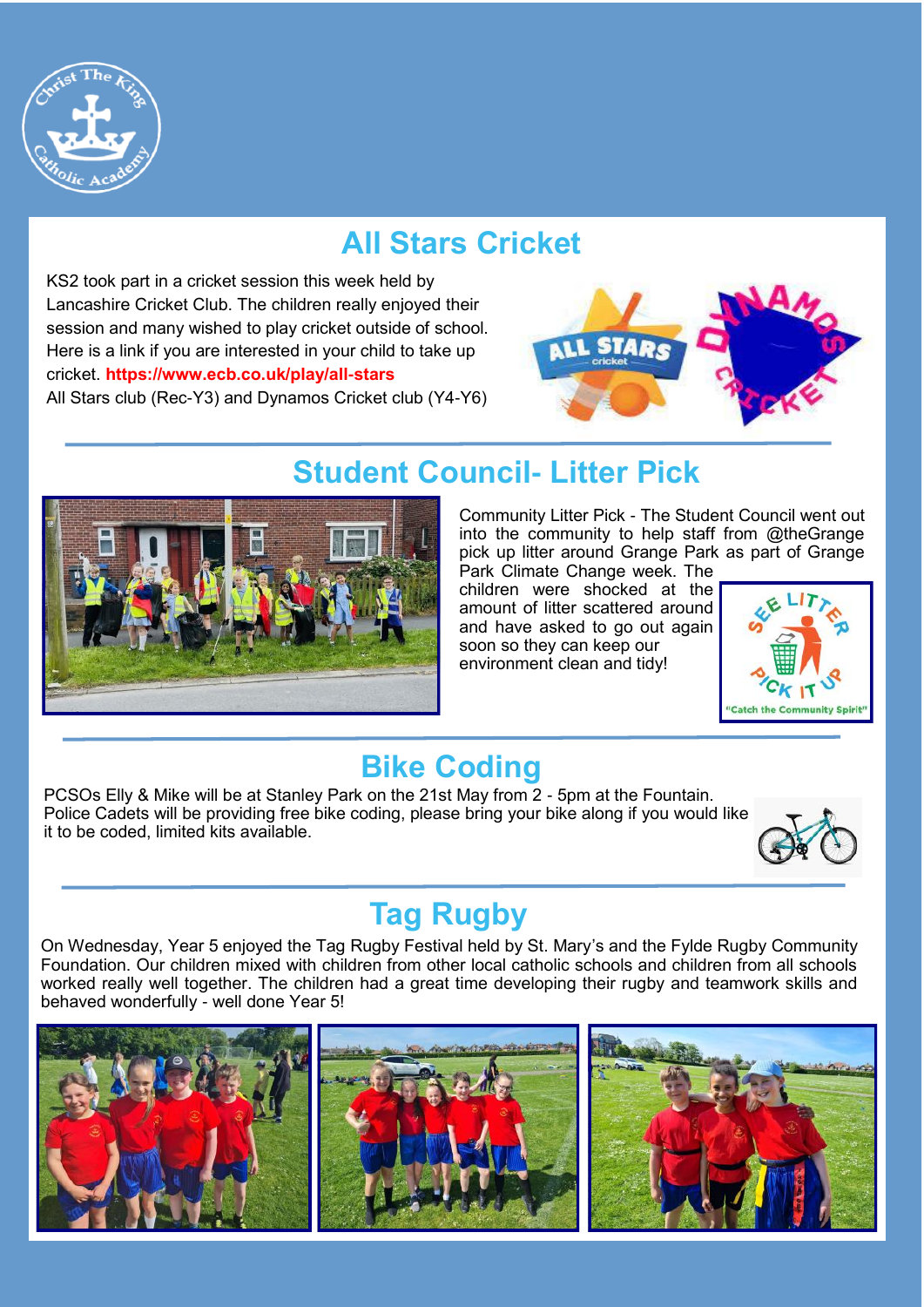## All Stars Cricket

KS2 took part in a cricket session this week held by Lancashire Cricket Club. The children really enjoyed their session and many wished to play cricket outside of school. Here is a link if you are interested in your child to take up cricket. **https://www.ecb.co.uk/play/all-stars**
All Stars club (Rec-Y3) and Dynamos Cricket club (Y4-Y6)

## Student Council- Litter Pick

Community Litter Pick - The Student Council went out into the community to help staff from @theGrange pick up litter around Grange Park as part of Grange Park Climate Change week. The children were shocked at the amount of litter scattered around and have asked to go out again soon so they can keep our environment clean and tidy!

## Bike Coding

PCSOs Elly & Mike will be at Stanley Park on the 21st May from 2 - 5pm at the Fountain. Police Cadets will be providing free bike coding, please bring your bike along if you would like it to be coded, limited kits available.

## Tag Rugby

On Wednesday, Year 5 enjoyed the Tag Rugby Festival held by St. Mary's and the Fylde Rugby Community Foundation. Our children mixed with children from other local catholic schools and children from all schools worked really well together. The children had a great time developing their rugby and teamwork skills and behaved wonderfully - well done Year 5!